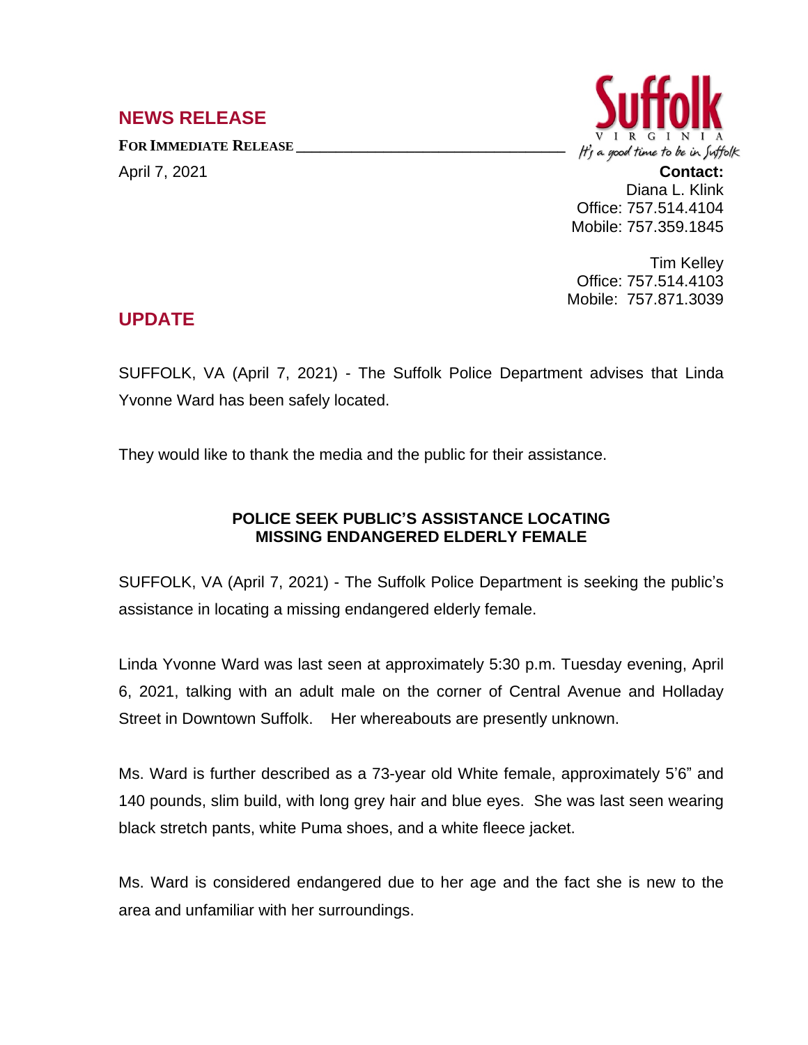## NEWS RELEASE

**FOR IMMEDIATE RELEASE**

April 7, 2021

Suffolk
VIRGINIA
*It's a good time to be in Suffolk*

**Contact:**
Diana L. Klink
Office: 757.514.4104
Mobile: 757.359.1845

Tim Kelley
Office: 757.514.4103
Mobile: 757.871.3039

## UPDATE

SUFFOLK, VA (April 7, 2021) - The Suffolk Police Department advises that Linda Yvonne Ward has been safely located.

They would like to thank the media and the public for their assistance.

### POLICE SEEK PUBLIC'S ASSISTANCE LOCATING MISSING ENDANGERED ELDERLY FEMALE

SUFFOLK, VA (April 7, 2021) - The Suffolk Police Department is seeking the public's assistance in locating a missing endangered elderly female.

Linda Yvonne Ward was last seen at approximately 5:30 p.m. Tuesday evening, April 6, 2021, talking with an adult male on the corner of Central Avenue and Holladay Street in Downtown Suffolk. Her whereabouts are presently unknown.

Ms. Ward is further described as a 73-year old White female, approximately 5'6" and 140 pounds, slim build, with long grey hair and blue eyes. She was last seen wearing black stretch pants, white Puma shoes, and a white fleece jacket.

Ms. Ward is considered endangered due to her age and the fact she is new to the area and unfamiliar with her surroundings.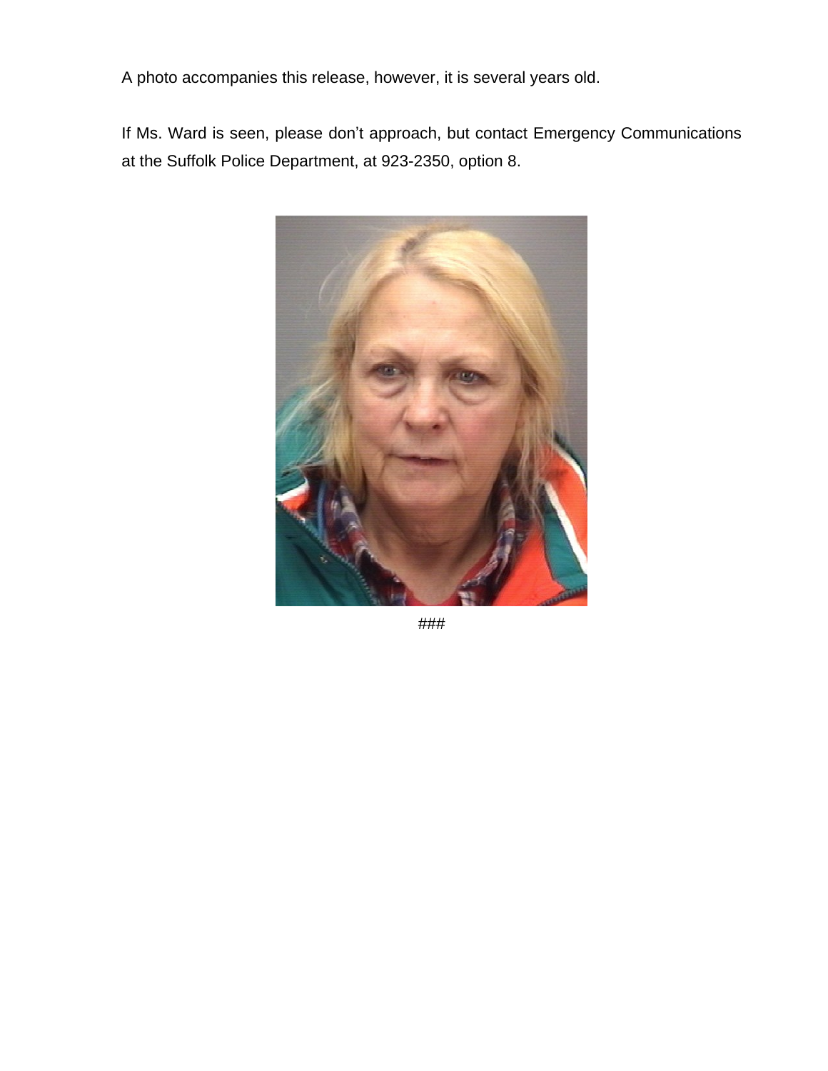A photo accompanies this release, however, it is several years old.

If Ms. Ward is seen, please don't approach, but contact Emergency Communications at the Suffolk Police Department, at 923-2350, option 8.

###